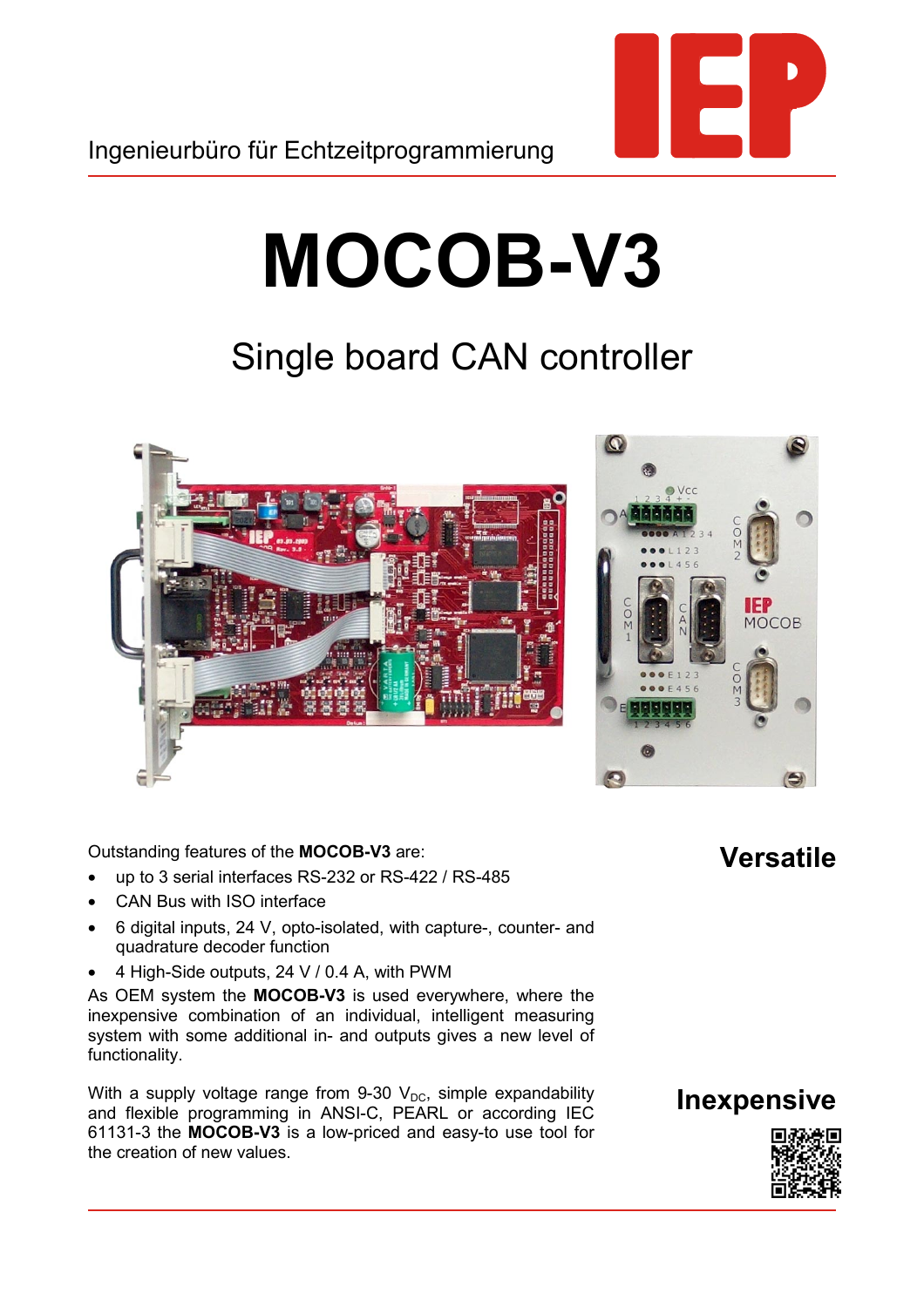Ingenieurbüro für Echtzeitprogrammierung

# MOCOB-V3

## Single board CAN controller

## Versatile

Outstanding features of the **MOCOB-V3** are:

- up to 3 serial interfaces RS-232 or RS-422 / RS-485
- CAN Bus with ISO interface
- 6 digital inputs, 24 V, opto-isolated, with capture-, counter- and quadrature decoder function
- 4 High-Side outputs, 24 V / 0.4 A, with PWM

As OEM system the **MOCOB-V3** is used everywhere, where the inexpensive combination of an individual, intelligent measuring system with some additional in- and outputs gives a new level of functionality.

## Inexpensive

With a supply voltage range from 9-30 $V_{DC}$, simple expandability and flexible programming in ANSI-C, PEARL or according IEC 61131-3 the **MOCOB-V3** is a low-priced and easy-to use tool for the creation of new values.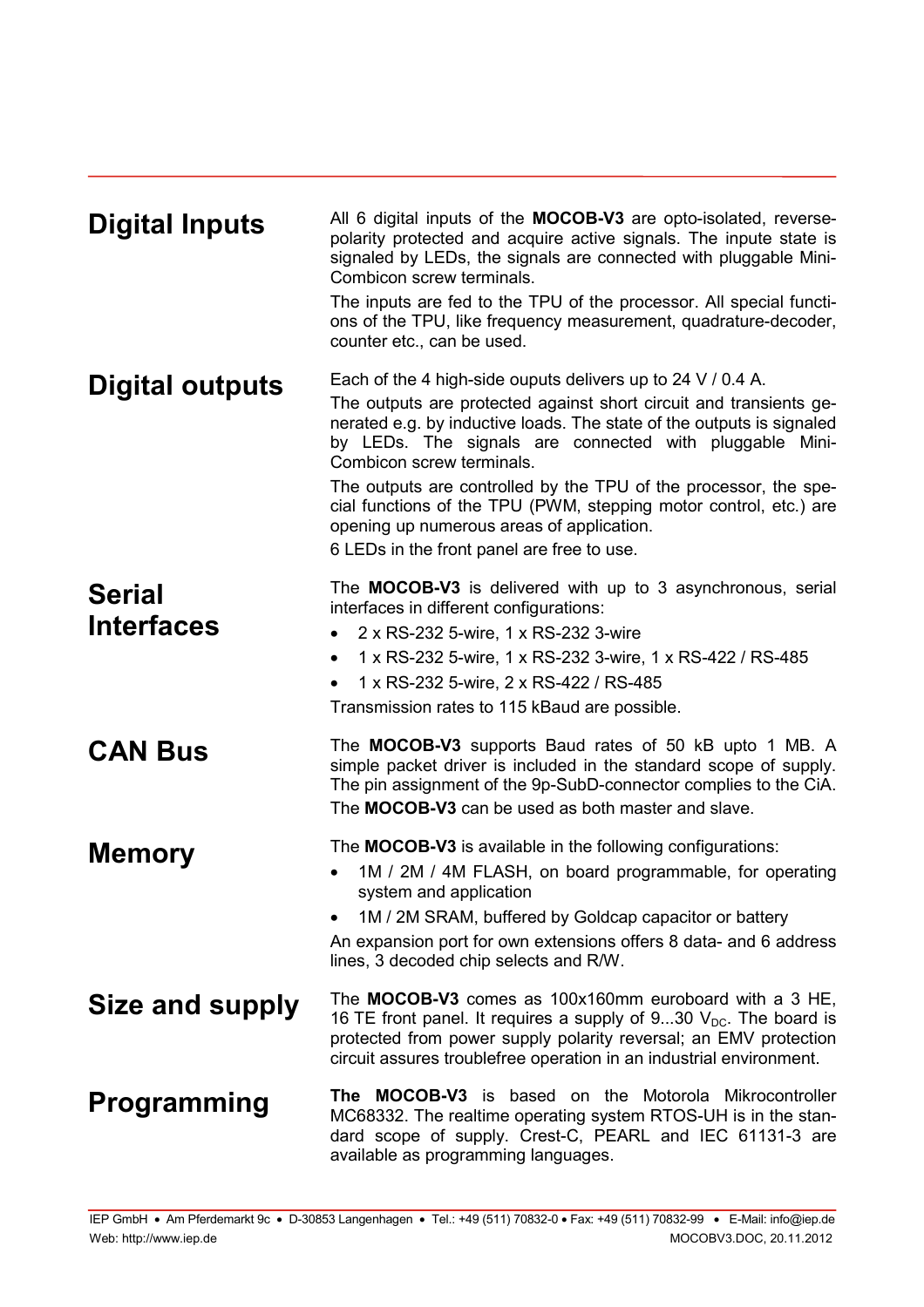## Digital Inputs

All 6 digital inputs of the **MOCOB-V3** are opto-isolated, reverse-polarity protected and acquire active signals. The inpute state is signaled by LEDs, the signals are connected with pluggable Mini-Combicon screw terminals.

The inputs are fed to the TPU of the processor. All special functions of the TPU, like frequency measurement, quadrature-decoder, counter etc., can be used.

## Digital outputs

Each of the 4 high-side ouputs delivers up to 24 V / 0.4 A.

The outputs are protected against short circuit and transients generated e.g. by inductive loads. The state of the outputs is signaled by LEDs. The signals are connected with pluggable Mini-Combicon screw terminals.

The outputs are controlled by the TPU of the processor, the special functions of the TPU (PWM, stepping motor control, etc.) are opening up numerous areas of application.

6 LEDs in the front panel are free to use.

## Serial Interfaces

The **MOCOB-V3** is delivered with up to 3 asynchronous, serial interfaces in different configurations:

- 2 x RS-232 5-wire, 1 x RS-232 3-wire
- 1 x RS-232 5-wire, 1 x RS-232 3-wire, 1 x RS-422 / RS-485
- 1 x RS-232 5-wire, 2 x RS-422 / RS-485

Transmission rates to 115 kBaud are possible.

## CAN Bus

The **MOCOB-V3** supports Baud rates of 50 kB upto 1 MB. A simple packet driver is included in the standard scope of supply. The pin assignment of the 9p-SubD-connector complies to the CiA. The **MOCOB-V3** can be used as both master and slave.

## Memory

The **MOCOB-V3** is available in the following configurations:

- 1M / 2M / 4M FLASH, on board programmable, for operating system and application
- 1M / 2M SRAM, buffered by Goldcap capacitor or battery

An expansion port for own extensions offers 8 data- and 6 address lines, 3 decoded chip selects and R/W.

## Size and supply

The **MOCOB-V3** comes as 100x160mm euroboard with a 3 HE, 16 TE front panel. It requires a supply of 9...30 $V_{DC}$. The board is protected from power supply polarity reversal; an EMV protection circuit assures troublefree operation in an industrial environment.

## Programming

**The MOCOB-V3** is based on the Motorola Mikrocontroller MC68332. The realtime operating system RTOS-UH is in the standard scope of supply. Crest-C, PEARL and IEC 61131-3 are available as programming languages.

IEP GmbH • Am Pferdemarkt 9c • D-30853 Langenhagen • Tel.: +49 (511) 70832-0 • Fax: +49 (511) 70832-99 • E-Mail: info@iep.de
Web: http://www.iep.de
MOCOBV3.DOC, 20.11.2012